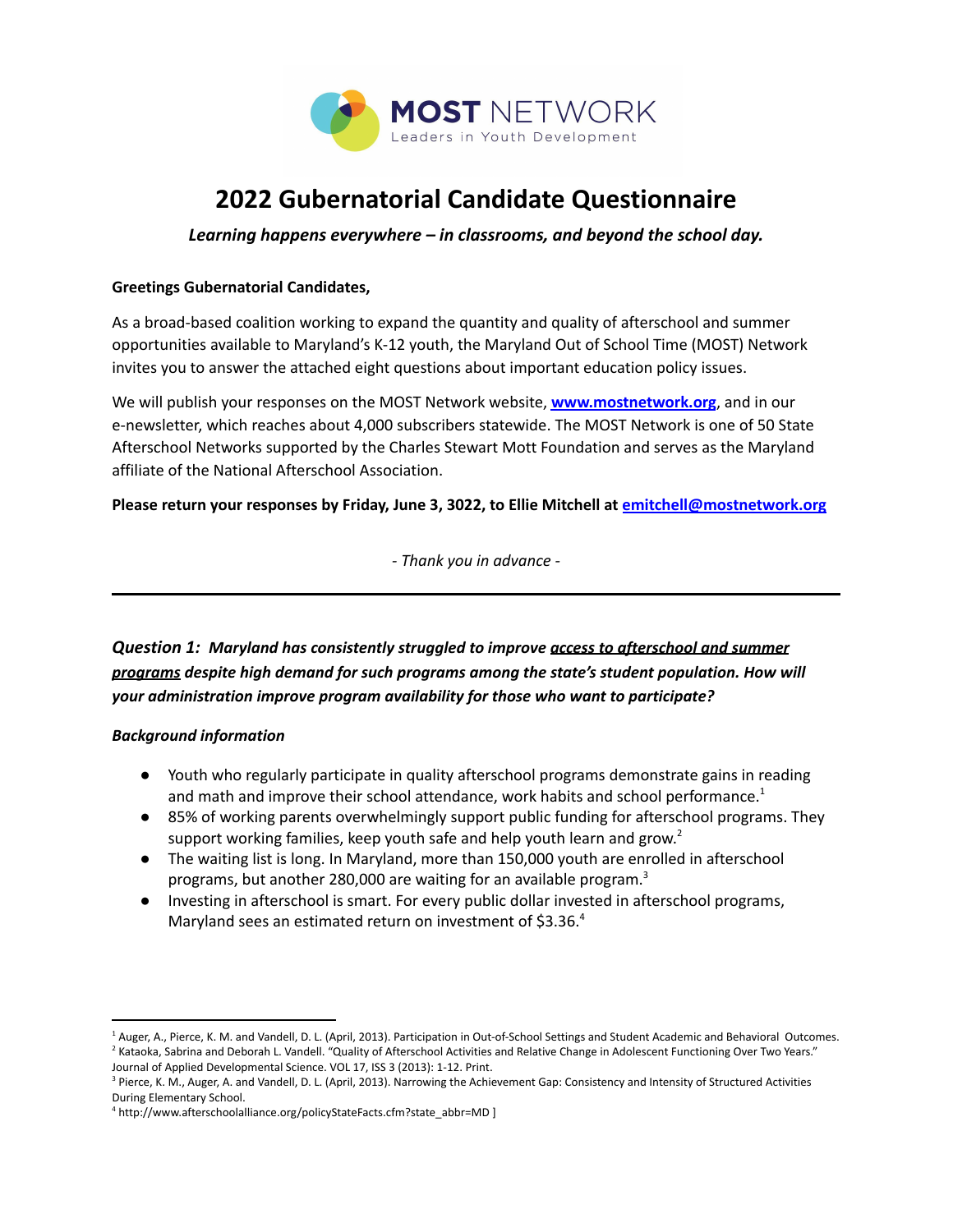MOST NETWORK
Leaders in Youth Development

# 2022 Gubernatorial Candidate Questionnaire

***Learning happens everywhere – in classrooms, and beyond the school day.***

**Greetings Gubernatorial Candidates,**

As a broad-based coalition working to expand the quantity and quality of afterschool and summer opportunities available to Maryland's K-12 youth, the Maryland Out of School Time (MOST) Network invites you to answer the attached eight questions about important education policy issues.

We will publish your responses on the MOST Network website, **www.mostnetwork.org**, and in our e-newsletter, which reaches about 4,000 subscribers statewide. The MOST Network is one of 50 State Afterschool Networks supported by the Charles Stewart Mott Foundation and serves as the Maryland affiliate of the National Afterschool Association.

**Please return your responses by Friday, June 3, 3022, to Ellie Mitchell at emitchell@mostnetwork.org**

*- Thank you in advance -*

---

***Question 1: Maryland has consistently struggled to improve access to afterschool and summer programs despite high demand for such programs among the state's student population. How will your administration improve program availability for those who want to participate?***

***Background information***

- Youth who regularly participate in quality afterschool programs demonstrate gains in reading and math and improve their school attendance, work habits and school performance.[1]
- 85% of working parents overwhelmingly support public funding for afterschool programs. They support working families, keep youth safe and help youth learn and grow.[2]
- The waiting list is long. In Maryland, more than 150,000 youth are enrolled in afterschool programs, but another 280,000 are waiting for an available program.[3]
- Investing in afterschool is smart. For every public dollar invested in afterschool programs, Maryland sees an estimated return on investment of $3.36.[4]

---

[1] Auger, A., Pierce, K. M. and Vandell, D. L. (April, 2013). Participation in Out-of-School Settings and Student Academic and Behavioral Outcomes.
[2] Kataoka, Sabrina and Deborah L. Vandell. "Quality of Afterschool Activities and Relative Change in Adolescent Functioning Over Two Years." Journal of Applied Developmental Science. VOL 17, ISS 3 (2013): 1-12. Print.
[3] Pierce, K. M., Auger, A. and Vandell, D. L. (April, 2013). Narrowing the Achievement Gap: Consistency and Intensity of Structured Activities During Elementary School.
[4] http://www.afterschoolalliance.org/policyStateFacts.cfm?state_abbr=MD ]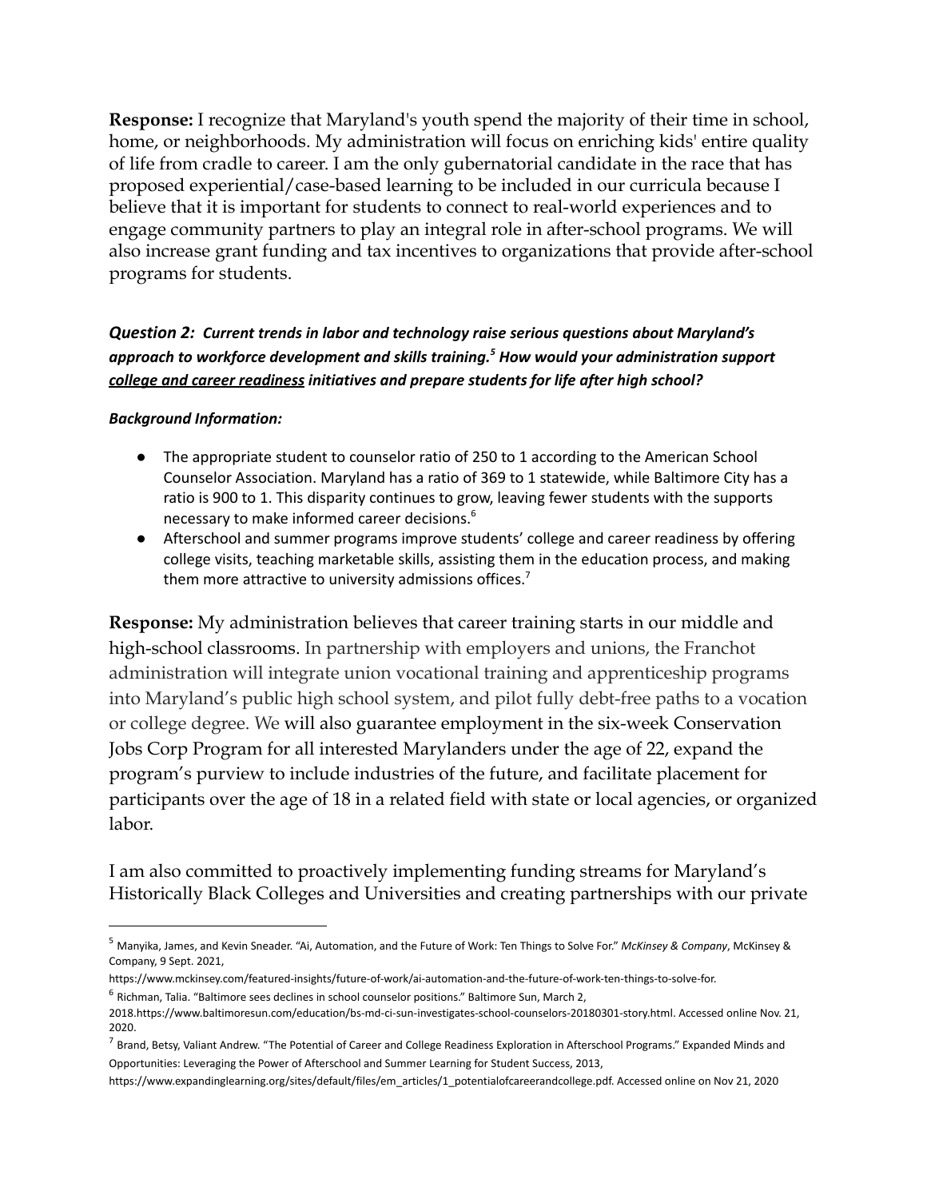**Response:** I recognize that Maryland's youth spend the majority of their time in school, home, or neighborhoods. My administration will focus on enriching kids' entire quality of life from cradle to career. I am the only gubernatorial candidate in the race that has proposed experiential/case-based learning to be included in our curricula because I believe that it is important for students to connect to real-world experiences and to engage community partners to play an integral role in after-school programs. We will also increase grant funding and tax incentives to organizations that provide after-school programs for students.

***Question 2:*** ***Current trends in labor and technology raise serious questions about Maryland's approach to workforce development and skills training.[5] How would your administration support college and career readiness initiatives and prepare students for life after high school?***

***Background Information:***

- The appropriate student to counselor ratio of 250 to 1 according to the American School Counselor Association. Maryland has a ratio of 369 to 1 statewide, while Baltimore City has a ratio is 900 to 1. This disparity continues to grow, leaving fewer students with the supports necessary to make informed career decisions.[6]
- Afterschool and summer programs improve students' college and career readiness by offering college visits, teaching marketable skills, assisting them in the education process, and making them more attractive to university admissions offices.[7]

**Response:** My administration believes that career training starts in our middle and high-school classrooms. In partnership with employers and unions, the Franchot administration will integrate union vocational training and apprenticeship programs into Maryland's public high school system, and pilot fully debt-free paths to a vocation or college degree. We will also guarantee employment in the six-week Conservation Jobs Corp Program for all interested Marylanders under the age of 22, expand the program's purview to include industries of the future, and facilitate placement for participants over the age of 18 in a related field with state or local agencies, or organized labor.

I am also committed to proactively implementing funding streams for Maryland's Historically Black Colleges and Universities and creating partnerships with our private

---

[5] Manyika, James, and Kevin Sneader. "Ai, Automation, and the Future of Work: Ten Things to Solve For." *McKinsey & Company*, McKinsey & Company, 9 Sept. 2021, https://www.mckinsey.com/featured-insights/future-of-work/ai-automation-and-the-future-of-work-ten-things-to-solve-for.

[6] Richman, Talia. "Baltimore sees declines in school counselor positions." Baltimore Sun, March 2, 2018.https://www.baltimoresun.com/education/bs-md-ci-sun-investigates-school-counselors-20180301-story.html. Accessed online Nov. 21, 2020.

[7] Brand, Betsy, Valiant Andrew. "The Potential of Career and College Readiness Exploration in Afterschool Programs." Expanded Minds and Opportunities: Leveraging the Power of Afterschool and Summer Learning for Student Success, 2013, https://www.expandinglearning.org/sites/default/files/em_articles/1_potentialofcareerandcollege.pdf. Accessed online on Nov 21, 2020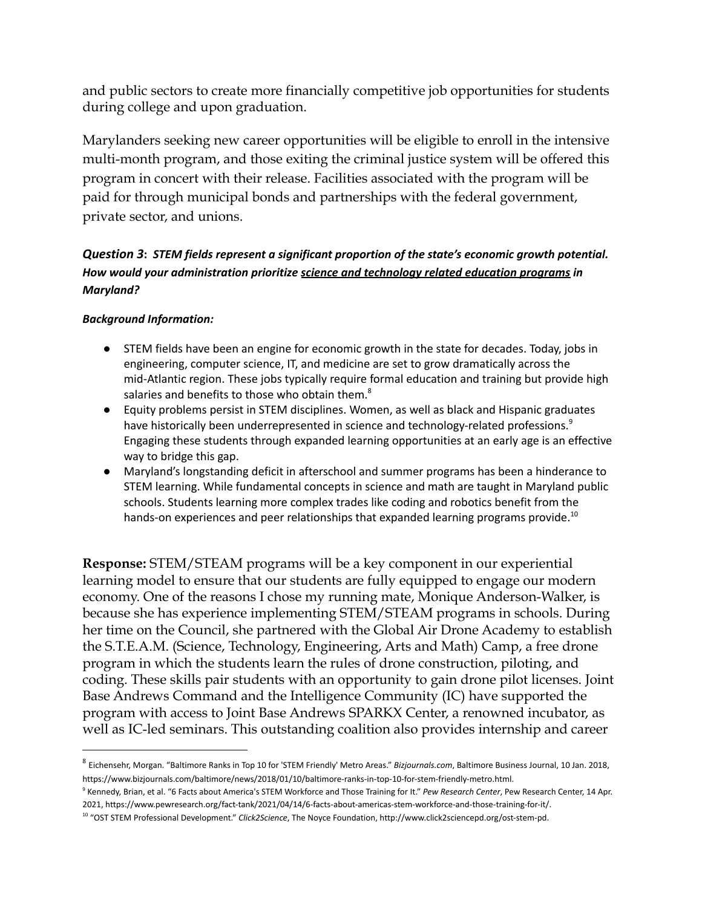and public sectors to create more financially competitive job opportunities for students during college and upon graduation.

Marylanders seeking new career opportunities will be eligible to enroll in the intensive multi-month program, and those exiting the criminal justice system will be offered this program in concert with their release. Facilities associated with the program will be paid for through municipal bonds and partnerships with the federal government, private sector, and unions.

***Question 3*: *STEM fields represent a significant proportion of the state's economic growth potential. How would your administration prioritize science and technology related education programs in Maryland?***

***Background Information:***

- STEM fields have been an engine for economic growth in the state for decades. Today, jobs in engineering, computer science, IT, and medicine are set to grow dramatically across the mid-Atlantic region. These jobs typically require formal education and training but provide high salaries and benefits to those who obtain them.[8]
- Equity problems persist in STEM disciplines. Women, as well as black and Hispanic graduates have historically been underrepresented in science and technology-related professions.[9] Engaging these students through expanded learning opportunities at an early age is an effective way to bridge this gap.
- Maryland's longstanding deficit in afterschool and summer programs has been a hinderance to STEM learning. While fundamental concepts in science and math are taught in Maryland public schools. Students learning more complex trades like coding and robotics benefit from the hands-on experiences and peer relationships that expanded learning programs provide.[10]

**Response:** STEM/STEAM programs will be a key component in our experiential learning model to ensure that our students are fully equipped to engage our modern economy. One of the reasons I chose my running mate, Monique Anderson-Walker, is because she has experience implementing STEM/STEAM programs in schools. During her time on the Council, she partnered with the Global Air Drone Academy to establish the S.T.E.A.M. (Science, Technology, Engineering, Arts and Math) Camp, a free drone program in which the students learn the rules of drone construction, piloting, and coding. These skills pair students with an opportunity to gain drone pilot licenses. Joint Base Andrews Command and the Intelligence Community (IC) have supported the program with access to Joint Base Andrews SPARKX Center, a renowned incubator, as well as IC-led seminars. This outstanding coalition also provides internship and career

---

[8] Eichensehr, Morgan. "Baltimore Ranks in Top 10 for 'STEM Friendly' Metro Areas." *Bizjournals.com*, Baltimore Business Journal, 10 Jan. 2018, https://www.bizjournals.com/baltimore/news/2018/01/10/baltimore-ranks-in-top-10-for-stem-friendly-metro.html.

[9] Kennedy, Brian, et al. "6 Facts about America's STEM Workforce and Those Training for It." *Pew Research Center*, Pew Research Center, 14 Apr. 2021, https://www.pewresearch.org/fact-tank/2021/04/14/6-facts-about-americas-stem-workforce-and-those-training-for-it/.

[10] "OST STEM Professional Development." *Click2Science*, The Noyce Foundation, http://www.click2sciencepd.org/ost-stem-pd.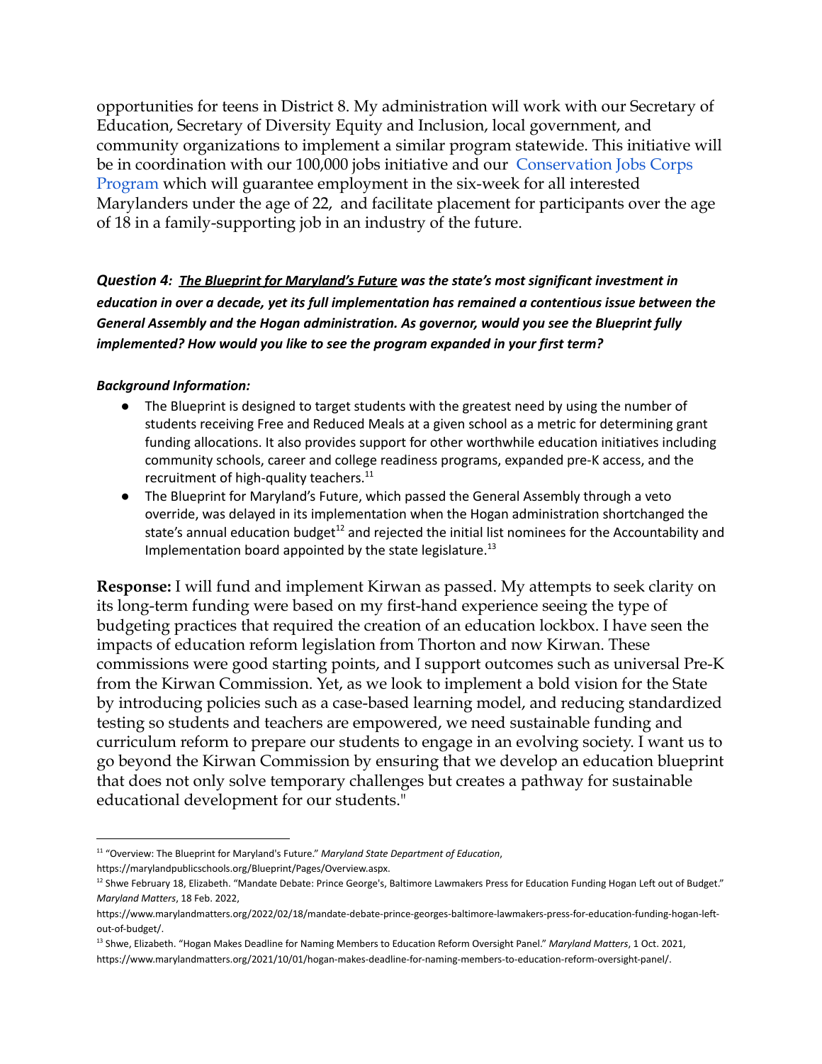opportunities for teens in District 8. My administration will work with our Secretary of Education, Secretary of Diversity Equity and Inclusion, local government, and community organizations to implement a similar program statewide. This initiative will be in coordination with our 100,000 jobs initiative and our Conservation Jobs Corps Program which will guarantee employment in the six-week for all interested Marylanders under the age of 22, and facilitate placement for participants over the age of 18 in a family-supporting job in an industry of the future.

***Question 4:*** ***The Blueprint for Maryland's Future*** ***was the state's most significant investment in education in over a decade, yet its full implementation has remained a contentious issue between the General Assembly and the Hogan administration. As governor, would you see the Blueprint fully implemented? How would you like to see the program expanded in your first term?***

***Background Information:***

- The Blueprint is designed to target students with the greatest need by using the number of students receiving Free and Reduced Meals at a given school as a metric for determining grant funding allocations. It also provides support for other worthwhile education initiatives including community schools, career and college readiness programs, expanded pre-K access, and the recruitment of high-quality teachers.[11]
- The Blueprint for Maryland's Future, which passed the General Assembly through a veto override, was delayed in its implementation when the Hogan administration shortchanged the state's annual education budget[12] and rejected the initial list nominees for the Accountability and Implementation board appointed by the state legislature.[13]

**Response:** I will fund and implement Kirwan as passed. My attempts to seek clarity on its long-term funding were based on my first-hand experience seeing the type of budgeting practices that required the creation of an education lockbox. I have seen the impacts of education reform legislation from Thorton and now Kirwan. These commissions were good starting points, and I support outcomes such as universal Pre-K from the Kirwan Commission. Yet, as we look to implement a bold vision for the State by introducing policies such as a case-based learning model, and reducing standardized testing so students and teachers are empowered, we need sustainable funding and curriculum reform to prepare our students to engage in an evolving society. I want us to go beyond the Kirwan Commission by ensuring that we develop an education blueprint that does not only solve temporary challenges but creates a pathway for sustainable educational development for our students."

---

[11] "Overview: The Blueprint for Maryland's Future." *Maryland State Department of Education*, https://marylandpublicschools.org/Blueprint/Pages/Overview.aspx.

[12] Shwe February 18, Elizabeth. "Mandate Debate: Prince George's, Baltimore Lawmakers Press for Education Funding Hogan Left out of Budget." *Maryland Matters*, 18 Feb. 2022, https://www.marylandmatters.org/2022/02/18/mandate-debate-prince-georges-baltimore-lawmakers-press-for-education-funding-hogan-left-out-of-budget/.

[13] Shwe, Elizabeth. "Hogan Makes Deadline for Naming Members to Education Reform Oversight Panel." *Maryland Matters*, 1 Oct. 2021, https://www.marylandmatters.org/2021/10/01/hogan-makes-deadline-for-naming-members-to-education-reform-oversight-panel/.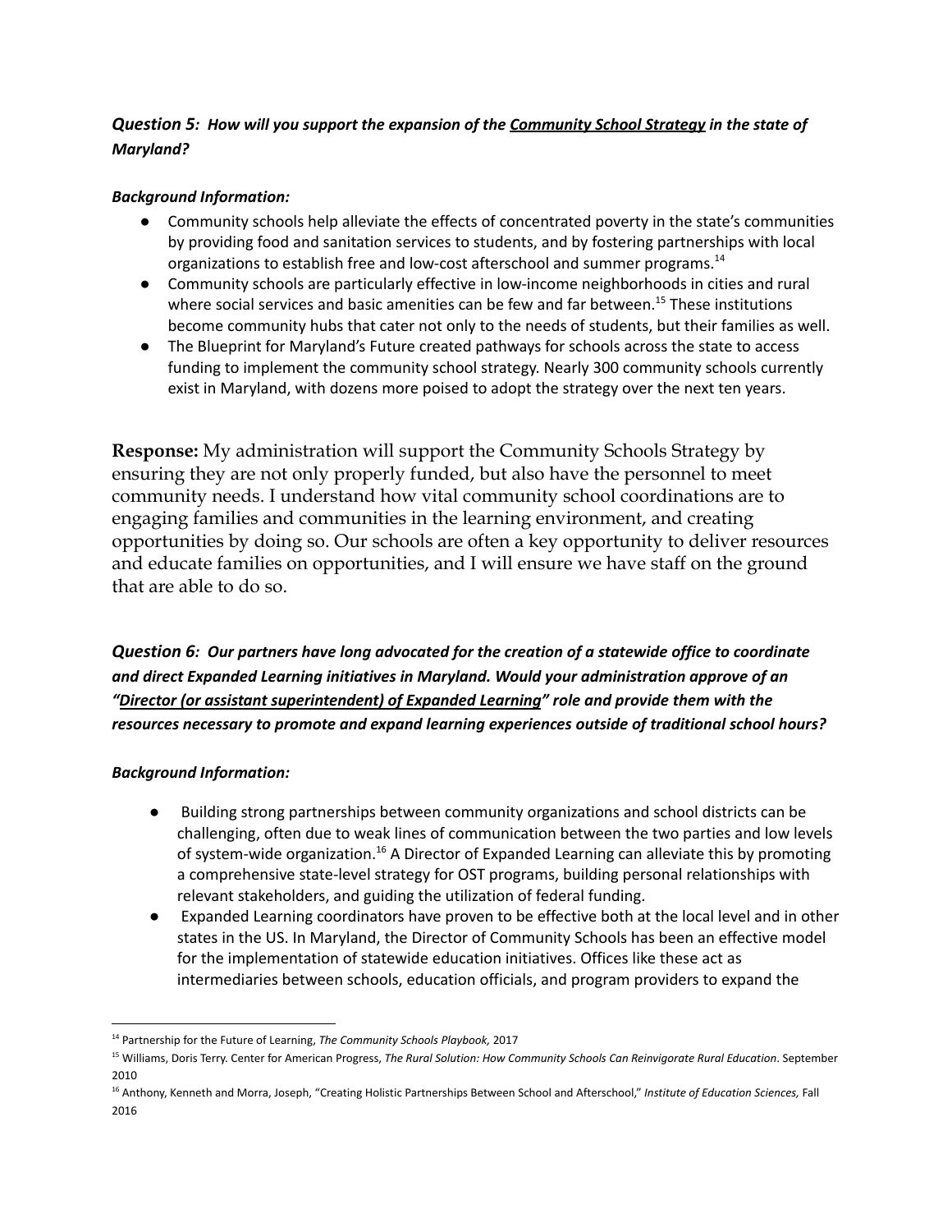***Question 5:*** ***How will you support the expansion of the <u>Community School Strategy</u> in the state of Maryland?***

***Background Information:***

- Community schools help alleviate the effects of concentrated poverty in the state's communities by providing food and sanitation services to students, and by fostering partnerships with local organizations to establish free and low-cost afterschool and summer programs.[14]
- Community schools are particularly effective in low-income neighborhoods in cities and rural where social services and basic amenities can be few and far between.[15] These institutions become community hubs that cater not only to the needs of students, but their families as well.
- The Blueprint for Maryland's Future created pathways for schools across the state to access funding to implement the community school strategy. Nearly 300 community schools currently exist in Maryland, with dozens more poised to adopt the strategy over the next ten years.

**Response:** My administration will support the Community Schools Strategy by ensuring they are not only properly funded, but also have the personnel to meet community needs. I understand how vital community school coordinations are to engaging families and communities in the learning environment, and creating opportunities by doing so. Our schools are often a key opportunity to deliver resources and educate families on opportunities, and I will ensure we have staff on the ground that are able to do so.

***Question 6:*** ***Our partners have long advocated for the creation of a statewide office to coordinate and direct Expanded Learning initiatives in Maryland. Would your administration approve of an "<u>Director (or assistant superintendent) of Expanded Learning</u>" role and provide them with the resources necessary to promote and expand learning experiences outside of traditional school hours?***

***Background Information:***

- Building strong partnerships between community organizations and school districts can be challenging, often due to weak lines of communication between the two parties and low levels of system-wide organization.[16] A Director of Expanded Learning can alleviate this by promoting a comprehensive state-level strategy for OST programs, building personal relationships with relevant stakeholders, and guiding the utilization of federal funding.
- Expanded Learning coordinators have proven to be effective both at the local level and in other states in the US. In Maryland, the Director of Community Schools has been an effective model for the implementation of statewide education initiatives. Offices like these act as intermediaries between schools, education officials, and program providers to expand the

---

[14] Partnership for the Future of Learning, *The Community Schools Playbook,* 2017

[15] Williams, Doris Terry. Center for American Progress, *The Rural Solution: How Community Schools Can Reinvigorate Rural Education*. September 2010

[16] Anthony, Kenneth and Morra, Joseph, "Creating Holistic Partnerships Between School and Afterschool," *Institute of Education Sciences,* Fall 2016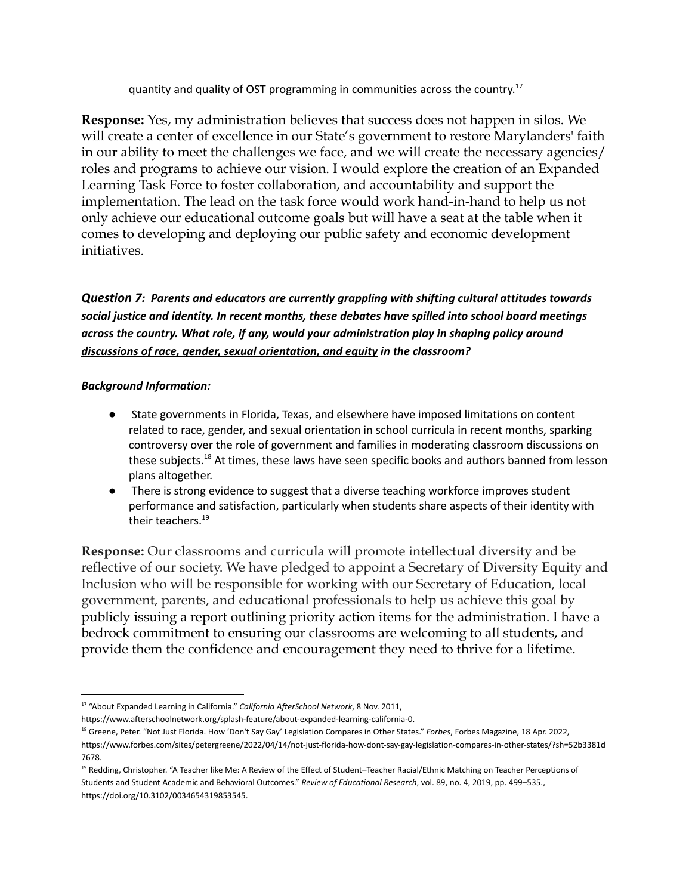quantity and quality of OST programming in communities across the country.[17]

**Response:** Yes, my administration believes that success does not happen in silos. We will create a center of excellence in our State's government to restore Marylanders' faith in our ability to meet the challenges we face, and we will create the necessary agencies/roles and programs to achieve our vision. I would explore the creation of an Expanded Learning Task Force to foster collaboration, and accountability and support the implementation. The lead on the task force would work hand-in-hand to help us not only achieve our educational outcome goals but will have a seat at the table when it comes to developing and deploying our public safety and economic development initiatives.

***Question 7:** **Parents and educators are currently grappling with shifting cultural attitudes towards social justice and identity. In recent months, these debates have spilled into school board meetings across the country. What role, if any, would your administration play in shaping policy around discussions of race, gender, sexual orientation, and equity in the classroom?***

***Background Information:***

- State governments in Florida, Texas, and elsewhere have imposed limitations on content related to race, gender, and sexual orientation in school curricula in recent months, sparking controversy over the role of government and families in moderating classroom discussions on these subjects.[18] At times, these laws have seen specific books and authors banned from lesson plans altogether.
- There is strong evidence to suggest that a diverse teaching workforce improves student performance and satisfaction, particularly when students share aspects of their identity with their teachers.[19]

**Response:** Our classrooms and curricula will promote intellectual diversity and be reflective of our society. We have pledged to appoint a Secretary of Diversity Equity and Inclusion who will be responsible for working with our Secretary of Education, local government, parents, and educational professionals to help us achieve this goal by publicly issuing a report outlining priority action items for the administration. I have a bedrock commitment to ensuring our classrooms are welcoming to all students, and provide them the confidence and encouragement they need to thrive for a lifetime.

---

[17] "About Expanded Learning in California." *California AfterSchool Network*, 8 Nov. 2011, https://www.afterschoolnetwork.org/splash-feature/about-expanded-learning-california-0.

[18] Greene, Peter. "Not Just Florida. How 'Don't Say Gay' Legislation Compares in Other States." *Forbes*, Forbes Magazine, 18 Apr. 2022, https://www.forbes.com/sites/petergreene/2022/04/14/not-just-florida-how-dont-say-gay-legislation-compares-in-other-states/?sh=52b3381d7678.

[19] Redding, Christopher. "A Teacher like Me: A Review of the Effect of Student–Teacher Racial/Ethnic Matching on Teacher Perceptions of Students and Student Academic and Behavioral Outcomes." *Review of Educational Research*, vol. 89, no. 4, 2019, pp. 499–535., https://doi.org/10.3102/0034654319853545.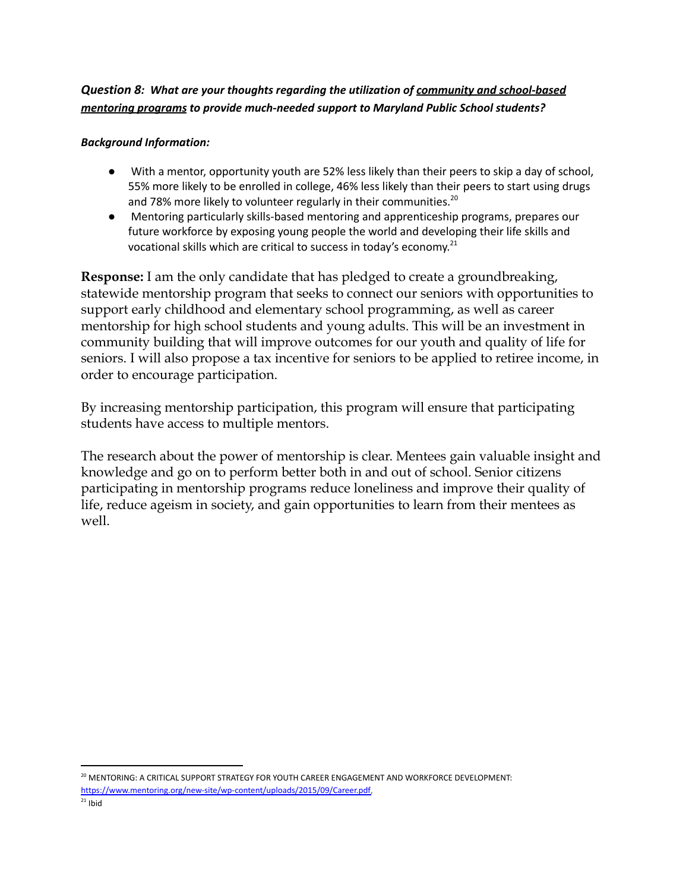***Question 8: What are your thoughts regarding the utilization of <u>community and school-based mentoring programs</u> to provide much-needed support to Maryland Public School students?***

***Background Information:***

- With a mentor, opportunity youth are 52% less likely than their peers to skip a day of school, 55% more likely to be enrolled in college, 46% less likely than their peers to start using drugs and 78% more likely to volunteer regularly in their communities.[20]
- Mentoring particularly skills-based mentoring and apprenticeship programs, prepares our future workforce by exposing young people the world and developing their life skills and vocational skills which are critical to success in today's economy.[21]

**Response:** I am the only candidate that has pledged to create a groundbreaking, statewide mentorship program that seeks to connect our seniors with opportunities to support early childhood and elementary school programming, as well as career mentorship for high school students and young adults. This will be an investment in community building that will improve outcomes for our youth and quality of life for seniors. I will also propose a tax incentive for seniors to be applied to retiree income, in order to encourage participation.

By increasing mentorship participation, this program will ensure that participating students have access to multiple mentors.

The research about the power of mentorship is clear. Mentees gain valuable insight and knowledge and go on to perform better both in and out of school. Senior citizens participating in mentorship programs reduce loneliness and improve their quality of life, reduce ageism in society, and gain opportunities to learn from their mentees as well.

---

[20] MENTORING: A CRITICAL SUPPORT STRATEGY FOR YOUTH CAREER ENGAGEMENT AND WORKFORCE DEVELOPMENT: https://www.mentoring.org/new-site/wp-content/uploads/2015/09/Career.pdf,

[21] Ibid